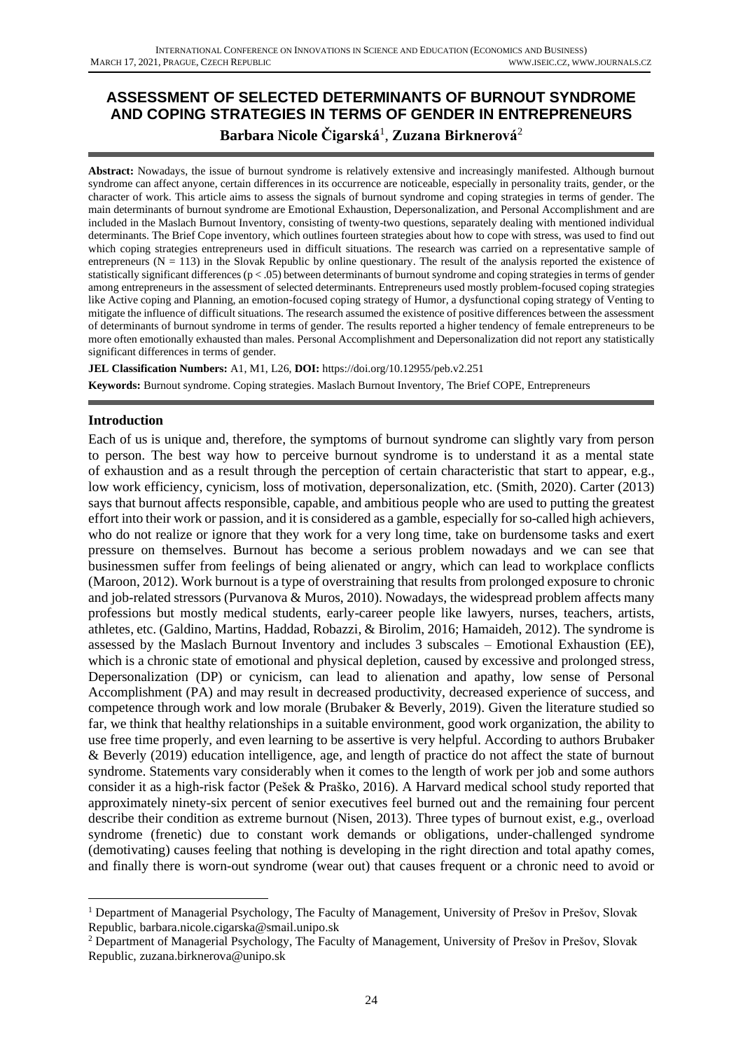# ASSESSMENT OF SELECTED DETERMINANTS OF BURNOUT SYNDROME AND COPING STRATEGIES IN TERMS OF GENDER IN ENTREPRENEURS

**Barbara Nicole Čigarská**[1], **Zuzana Birknerová**[2]

**Abstract:** Nowadays, the issue of burnout syndrome is relatively extensive and increasingly manifested. Although burnout syndrome can affect anyone, certain differences in its occurrence are noticeable, especially in personality traits, gender, or the character of work. This article aims to assess the signals of burnout syndrome and coping strategies in terms of gender. The main determinants of burnout syndrome are Emotional Exhaustion, Depersonalization, and Personal Accomplishment and are included in the Maslach Burnout Inventory, consisting of twenty-two questions, separately dealing with mentioned individual determinants. The Brief Cope inventory, which outlines fourteen strategies about how to cope with stress, was used to find out which coping strategies entrepreneurs used in difficult situations. The research was carried on a representative sample of entrepreneurs ($N = 113$) in the Slovak Republic by online questionary. The result of the analysis reported the existence of statistically significant differences ($p < .05$) between determinants of burnout syndrome and coping strategies in terms of gender among entrepreneurs in the assessment of selected determinants. Entrepreneurs used mostly problem-focused coping strategies like Active coping and Planning, an emotion-focused coping strategy of Humor, a dysfunctional coping strategy of Venting to mitigate the influence of difficult situations. The research assumed the existence of positive differences between the assessment of determinants of burnout syndrome in terms of gender. The results reported a higher tendency of female entrepreneurs to be more often emotionally exhausted than males. Personal Accomplishment and Depersonalization did not report any statistically significant differences in terms of gender.

**JEL Classification Numbers:** A1, M1, L26, **DOI:** https://doi.org/10.12955/peb.v2.251

**Keywords:** Burnout syndrome. Coping strategies. Maslach Burnout Inventory, The Brief COPE, Entrepreneurs

## Introduction

Each of us is unique and, therefore, the symptoms of burnout syndrome can slightly vary from person to person. The best way how to perceive burnout syndrome is to understand it as a mental state of exhaustion and as a result through the perception of certain characteristic that start to appear, e.g., low work efficiency, cynicism, loss of motivation, depersonalization, etc. (Smith, 2020). Carter (2013) says that burnout affects responsible, capable, and ambitious people who are used to putting the greatest effort into their work or passion, and it is considered as a gamble, especially for so-called high achievers, who do not realize or ignore that they work for a very long time, take on burdensome tasks and exert pressure on themselves. Burnout has become a serious problem nowadays and we can see that businessmen suffer from feelings of being alienated or angry, which can lead to workplace conflicts (Maroon, 2012). Work burnout is a type of overstraining that results from prolonged exposure to chronic and job-related stressors (Purvanova & Muros, 2010). Nowadays, the widespread problem affects many professions but mostly medical students, early-career people like lawyers, nurses, teachers, artists, athletes, etc. (Galdino, Martins, Haddad, Robazzi, & Birolim, 2016; Hamaideh, 2012). The syndrome is assessed by the Maslach Burnout Inventory and includes 3 subscales – Emotional Exhaustion (EE), which is a chronic state of emotional and physical depletion, caused by excessive and prolonged stress, Depersonalization (DP) or cynicism, can lead to alienation and apathy, low sense of Personal Accomplishment (PA) and may result in decreased productivity, decreased experience of success, and competence through work and low morale (Brubaker & Beverly, 2019). Given the literature studied so far, we think that healthy relationships in a suitable environment, good work organization, the ability to use free time properly, and even learning to be assertive is very helpful. According to authors Brubaker & Beverly (2019) education intelligence, age, and length of practice do not affect the state of burnout syndrome. Statements vary considerably when it comes to the length of work per job and some authors consider it as a high-risk factor (Pešek & Praško, 2016). A Harvard medical school study reported that approximately ninety-six percent of senior executives feel burned out and the remaining four percent describe their condition as extreme burnout (Nisen, 2013). Three types of burnout exist, e.g., overload syndrome (frenetic) due to constant work demands or obligations, under-challenged syndrome (demotivating) causes feeling that nothing is developing in the right direction and total apathy comes, and finally there is worn-out syndrome (wear out) that causes frequent or a chronic need to avoid or

[1] Department of Managerial Psychology, The Faculty of Management, University of Prešov in Prešov, Slovak Republic, barbara.nicole.cigarska@smail.unipo.sk

[2] Department of Managerial Psychology, The Faculty of Management, University of Prešov in Prešov, Slovak Republic, zuzana.birknerova@unipo.sk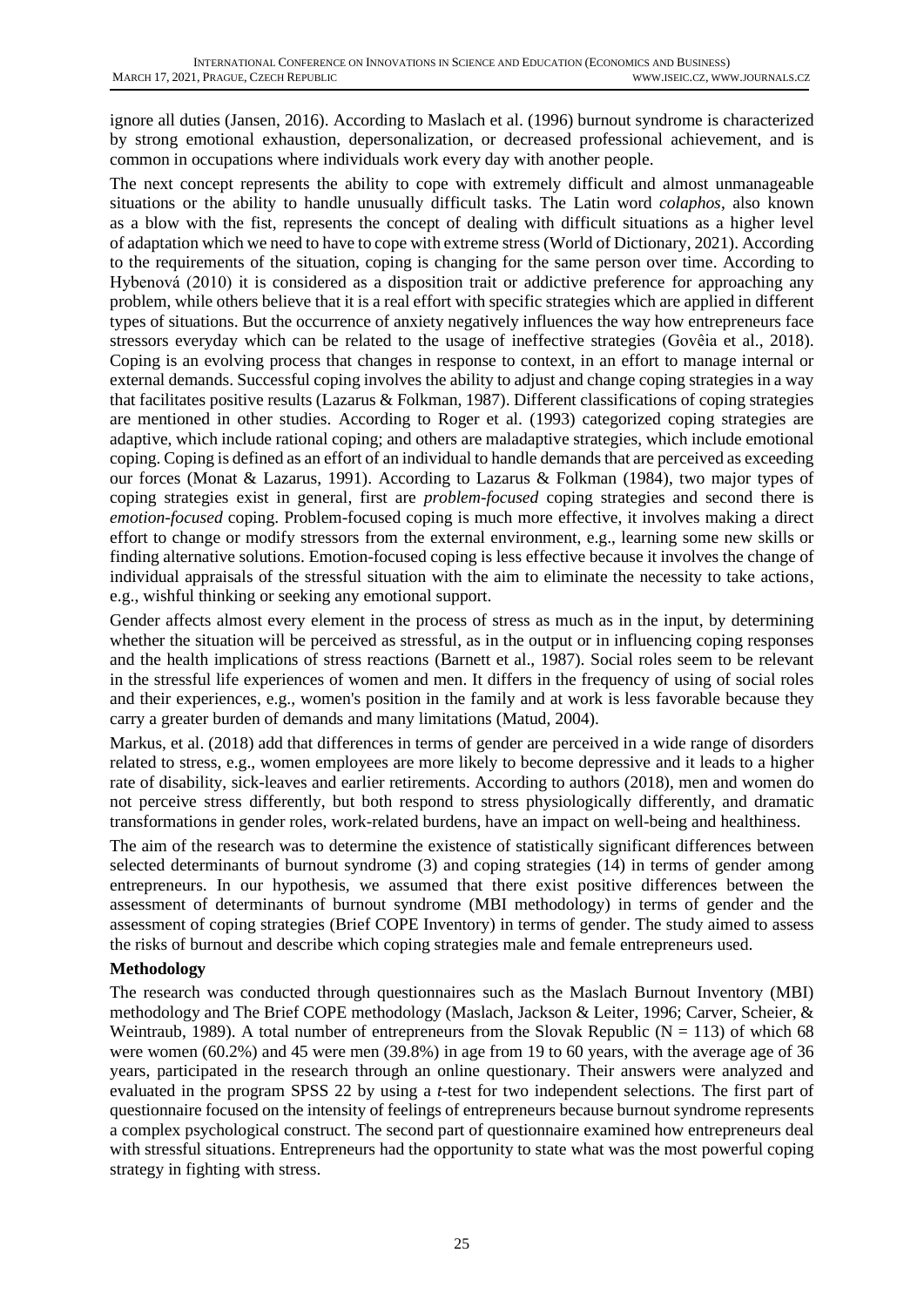ignore all duties (Jansen, 2016). According to Maslach et al. (1996) burnout syndrome is characterized by strong emotional exhaustion, depersonalization, or decreased professional achievement, and is common in occupations where individuals work every day with another people.

The next concept represents the ability to cope with extremely difficult and almost unmanageable situations or the ability to handle unusually difficult tasks. The Latin word *colaphos*, also known as a blow with the fist, represents the concept of dealing with difficult situations as a higher level of adaptation which we need to have to cope with extreme stress (World of Dictionary, 2021). According to the requirements of the situation, coping is changing for the same person over time. According to Hybenová (2010) it is considered as a disposition trait or addictive preference for approaching any problem, while others believe that it is a real effort with specific strategies which are applied in different types of situations. But the occurrence of anxiety negatively influences the way how entrepreneurs face stressors everyday which can be related to the usage of ineffective strategies (Govêia et al., 2018). Coping is an evolving process that changes in response to context, in an effort to manage internal or external demands. Successful coping involves the ability to adjust and change coping strategies in a way that facilitates positive results (Lazarus & Folkman, 1987). Different classifications of coping strategies are mentioned in other studies. According to Roger et al. (1993) categorized coping strategies are adaptive, which include rational coping; and others are maladaptive strategies, which include emotional coping. Coping is defined as an effort of an individual to handle demands that are perceived as exceeding our forces (Monat & Lazarus, 1991). According to Lazarus & Folkman (1984), two major types of coping strategies exist in general, first are *problem-focused* coping strategies and second there is *emotion-focused* coping. Problem-focused coping is much more effective, it involves making a direct effort to change or modify stressors from the external environment, e.g., learning some new skills or finding alternative solutions. Emotion-focused coping is less effective because it involves the change of individual appraisals of the stressful situation with the aim to eliminate the necessity to take actions, e.g., wishful thinking or seeking any emotional support.

Gender affects almost every element in the process of stress as much as in the input, by determining whether the situation will be perceived as stressful, as in the output or in influencing coping responses and the health implications of stress reactions (Barnett et al., 1987). Social roles seem to be relevant in the stressful life experiences of women and men. It differs in the frequency of using of social roles and their experiences, e.g., women's position in the family and at work is less favorable because they carry a greater burden of demands and many limitations (Matud, 2004).

Markus, et al. (2018) add that differences in terms of gender are perceived in a wide range of disorders related to stress, e.g., women employees are more likely to become depressive and it leads to a higher rate of disability, sick-leaves and earlier retirements. According to authors (2018), men and women do not perceive stress differently, but both respond to stress physiologically differently, and dramatic transformations in gender roles, work-related burdens, have an impact on well-being and healthiness.

The aim of the research was to determine the existence of statistically significant differences between selected determinants of burnout syndrome (3) and coping strategies (14) in terms of gender among entrepreneurs. In our hypothesis, we assumed that there exist positive differences between the assessment of determinants of burnout syndrome (MBI methodology) in terms of gender and the assessment of coping strategies (Brief COPE Inventory) in terms of gender. The study aimed to assess the risks of burnout and describe which coping strategies male and female entrepreneurs used.

**Methodology**

The research was conducted through questionnaires such as the Maslach Burnout Inventory (MBI) methodology and The Brief COPE methodology (Maslach, Jackson & Leiter, 1996; Carver, Scheier, & Weintraub, 1989). A total number of entrepreneurs from the Slovak Republic ($N = 113$) of which 68 were women (60.2%) and 45 were men (39.8%) in age from 19 to 60 years, with the average age of 36 years, participated in the research through an online questionary. Their answers were analyzed and evaluated in the program SPSS 22 by using a *t*-test for two independent selections. The first part of questionnaire focused on the intensity of feelings of entrepreneurs because burnout syndrome represents a complex psychological construct. The second part of questionnaire examined how entrepreneurs deal with stressful situations. Entrepreneurs had the opportunity to state what was the most powerful coping strategy in fighting with stress.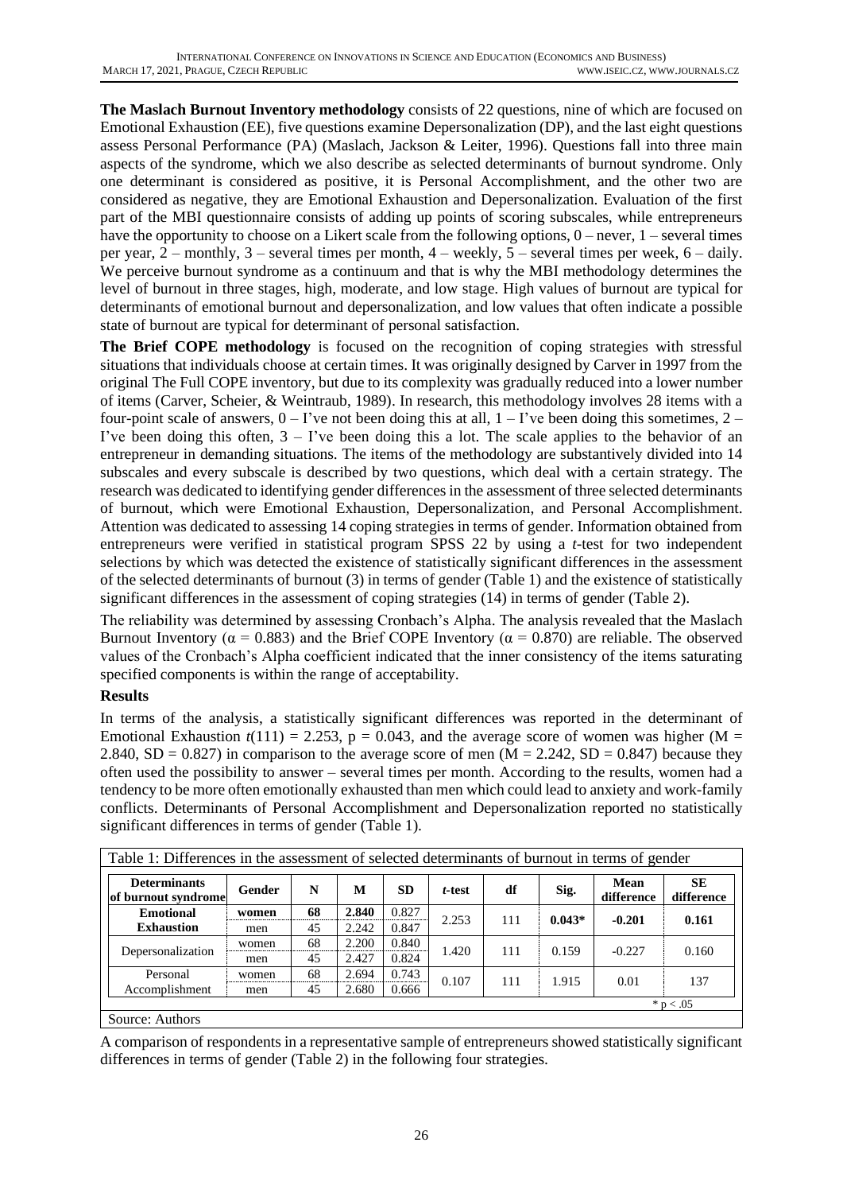**The Maslach Burnout Inventory methodology** consists of 22 questions, nine of which are focused on Emotional Exhaustion (EE), five questions examine Depersonalization (DP), and the last eight questions assess Personal Performance (PA) (Maslach, Jackson & Leiter, 1996). Questions fall into three main aspects of the syndrome, which we also describe as selected determinants of burnout syndrome. Only one determinant is considered as positive, it is Personal Accomplishment, and the other two are considered as negative, they are Emotional Exhaustion and Depersonalization. Evaluation of the first part of the MBI questionnaire consists of adding up points of scoring subscales, while entrepreneurs have the opportunity to choose on a Likert scale from the following options, 0 – never, 1 – several times per year, 2 – monthly, 3 – several times per month, 4 – weekly, 5 – several times per week, 6 – daily. We perceive burnout syndrome as a continuum and that is why the MBI methodology determines the level of burnout in three stages, high, moderate, and low stage. High values of burnout are typical for determinants of emotional burnout and depersonalization, and low values that often indicate a possible state of burnout are typical for determinant of personal satisfaction.

**The Brief COPE methodology** is focused on the recognition of coping strategies with stressful situations that individuals choose at certain times. It was originally designed by Carver in 1997 from the original The Full COPE inventory, but due to its complexity was gradually reduced into a lower number of items (Carver, Scheier, & Weintraub, 1989). In research, this methodology involves 28 items with a four-point scale of answers, 0 – I've not been doing this at all, 1 – I've been doing this sometimes, 2 – I've been doing this often, 3 – I've been doing this a lot. The scale applies to the behavior of an entrepreneur in demanding situations. The items of the methodology are substantively divided into 14 subscales and every subscale is described by two questions, which deal with a certain strategy. The research was dedicated to identifying gender differences in the assessment of three selected determinants of burnout, which were Emotional Exhaustion, Depersonalization, and Personal Accomplishment. Attention was dedicated to assessing 14 coping strategies in terms of gender. Information obtained from entrepreneurs were verified in statistical program SPSS 22 by using a *t*-test for two independent selections by which was detected the existence of statistically significant differences in the assessment of the selected determinants of burnout (3) in terms of gender (Table 1) and the existence of statistically significant differences in the assessment of coping strategies (14) in terms of gender (Table 2).

The reliability was determined by assessing Cronbach's Alpha. The analysis revealed that the Maslach Burnout Inventory ($\alpha = 0.883$) and the Brief COPE Inventory ($\alpha = 0.870$) are reliable. The observed values of the Cronbach's Alpha coefficient indicated that the inner consistency of the items saturating specified components is within the range of acceptability.

## Results

In terms of the analysis, a statistically significant differences was reported in the determinant of Emotional Exhaustion $t(111) = 2.253$, $p = 0.043$, and the average score of women was higher ($M = 2.840$, $SD = 0.827$) in comparison to the average score of men ($M = 2.242$, $SD = 0.847$) because they often used the possibility to answer – several times per month. According to the results, women had a tendency to be more often emotionally exhausted than men which could lead to anxiety and work-family conflicts. Determinants of Personal Accomplishment and Depersonalization reported no statistically significant differences in terms of gender (Table 1).

Table 1: Differences in the assessment of selected determinants of burnout in terms of gender

| Determinants of burnout syndrome | Gender | N | M | SD | *t*-test | df | Sig. | Mean difference | SE difference |
|---|---|---|---|---|---|---|---|---|---|
| **Emotional Exhaustion** | **women** | **68** | **2.840** | 0.827 | 2.253 | 111 | **0.043*** | **-0.201** | **0.161** |
| | men | 45 | 2.242 | 0.847 | | | | | |
| Depersonalization | women | 68 | 2.200 | 0.840 | 1.420 | 111 | 0.159 | -0.227 | 0.160 |
| | men | 45 | 2.427 | 0.824 | | | | | |
| Personal Accomplishment | women | 68 | 2.694 | 0.743 | 0.107 | 111 | 1.915 | 0.01 | 137 |
| | men | 45 | 2.680 | 0.666 | | | | | |

* $p < .05$

Source: Authors

A comparison of respondents in a representative sample of entrepreneurs showed statistically significant differences in terms of gender (Table 2) in the following four strategies.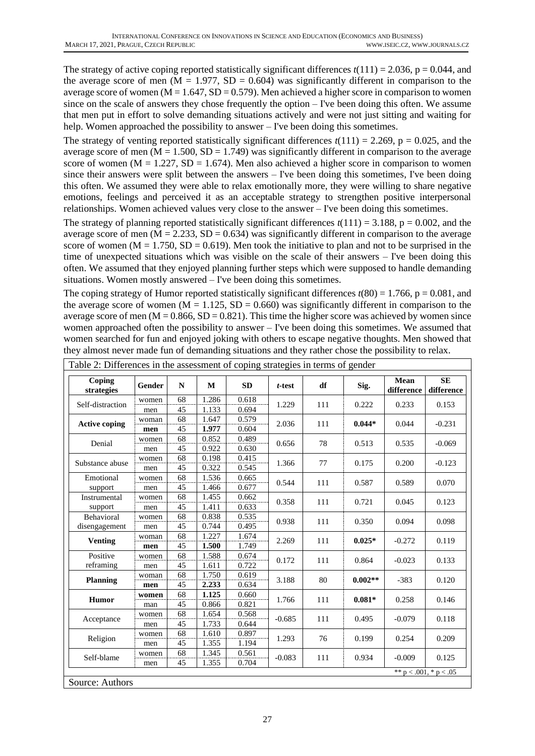The strategy of active coping reported statistically significant differences $t(111) = 2.036$, $p = 0.044$, and the average score of men ($M = 1.977$, $SD = 0.604$) was significantly different in comparison to the average score of women ($M = 1.647$, $SD = 0.579$). Men achieved a higher score in comparison to women since on the scale of answers they chose frequently the option – I've been doing this often. We assume that men put in effort to solve demanding situations actively and were not just sitting and waiting for help. Women approached the possibility to answer – I've been doing this sometimes.

The strategy of venting reported statistically significant differences $t(111) = 2.269$, $p = 0.025$, and the average score of men ($M = 1.500$, $SD = 1.749$) was significantly different in comparison to the average score of women ($M = 1.227$, $SD = 1.674$). Men also achieved a higher score in comparison to women since their answers were split between the answers – I've been doing this sometimes, I've been doing this often. We assumed they were able to relax emotionally more, they were willing to share negative emotions, feelings and perceived it as an acceptable strategy to strengthen positive interpersonal relationships. Women achieved values very close to the answer – I've been doing this sometimes.

The strategy of planning reported statistically significant differences $t(111) = 3.188$, $p = 0.002$, and the average score of men ($M = 2.233$, $SD = 0.634$) was significantly different in comparison to the average score of women ($M = 1.750$, $SD = 0.619$). Men took the initiative to plan and not to be surprised in the time of unexpected situations which was visible on the scale of their answers – I've been doing this often. We assumed that they enjoyed planning further steps which were supposed to handle demanding situations. Women mostly answered – I've been doing this sometimes.

The coping strategy of Humor reported statistically significant differences $t(80) = 1.766$, $p = 0.081$, and the average score of women ($M = 1.125$, $SD = 0.660$) was significantly different in comparison to the average score of men ($M = 0.866$, $SD = 0.821$). This time the higher score was achieved by women since women approached often the possibility to answer – I've been doing this sometimes. We assumed that women searched for fun and enjoyed joking with others to escape negative thoughts. Men showed that they almost never made fun of demanding situations and they rather chose the possibility to relax.

Table 2: Differences in the assessment of coping strategies in terms of gender

| Coping strategies | Gender | N | M | SD | *t*-test | df | Sig. | Mean difference | SE difference |
|---|---|---|---|---|---|---|---|---|---|
| Self-distraction | women | 68 | 1.286 | 0.618 | 1.229 | 111 | 0.222 | 0.233 | 0.153 |
| | men | 45 | 1.133 | 0.694 | | | | | |
| **Active coping** | woman | 68 | 1.647 | 0.579 | 2.036 | 111 | **0.044*** | 0.044 | -0.231 |
| | **men** | 45 | **1.977** | 0.604 | | | | | |
| Denial | women | 68 | 0.852 | 0.489 | 0.656 | 78 | 0.513 | 0.535 | -0.069 |
| | men | 45 | 0.922 | 0.630 | | | | | |
| Substance abuse | women | 68 | 0.198 | 0.415 | 1.366 | 77 | 0.175 | 0.200 | -0.123 |
| | men | 45 | 0.322 | 0.545 | | | | | |
| Emotional support | women | 68 | 1.536 | 0.665 | 0.544 | 111 | 0.587 | 0.589 | 0.070 |
| | men | 45 | 1.466 | 0.677 | | | | | |
| Instrumental support | women | 68 | 1.455 | 0.662 | 0.358 | 111 | 0.721 | 0.045 | 0.123 |
| | men | 45 | 1.411 | 0.633 | | | | | |
| Behavioral disengagement | women | 68 | 0.838 | 0.535 | 0.938 | 111 | 0.350 | 0.094 | 0.098 |
| | men | 45 | 0.744 | 0.495 | | | | | |
| **Venting** | woman | 68 | 1.227 | 1.674 | 2.269 | 111 | **0.025*** | -0.272 | 0.119 |
| | **men** | 45 | **1.500** | 1.749 | | | | | |
| Positive reframing | women | 68 | 1.588 | 0.674 | 0.172 | 111 | 0.864 | -0.023 | 0.133 |
| | men | 45 | 1.611 | 0.722 | | | | | |
| **Planning** | woman | 68 | 1.750 | 0.619 | 3.188 | 80 | **0.002**** | -383 | 0.120 |
| | **men** | 45 | **2.233** | 0.634 | | | | | |
| **Humor** | **women** | 68 | **1.125** | 0.660 | 1.766 | 111 | **0.081*** | 0.258 | 0.146 |
| | man | 45 | 0.866 | 0.821 | | | | | |
| Acceptance | women | 68 | 1.654 | 0.568 | -0.685 | 111 | 0.495 | -0.079 | 0.118 |
| | men | 45 | 1.733 | 0.644 | | | | | |
| Religion | women | 68 | 1.610 | 0.897 | 1.293 | 76 | 0.199 | 0.254 | 0.209 |
| | men | 45 | 1.355 | 1.194 | | | | | |
| Self-blame | women | 68 | 1.345 | 0.561 | -0.083 | 111 | 0.934 | -0.009 | 0.125 |
| | men | 45 | 1.355 | 0.704 | | | | | |

** $p < .001$, * $p < .05$

Source: Authors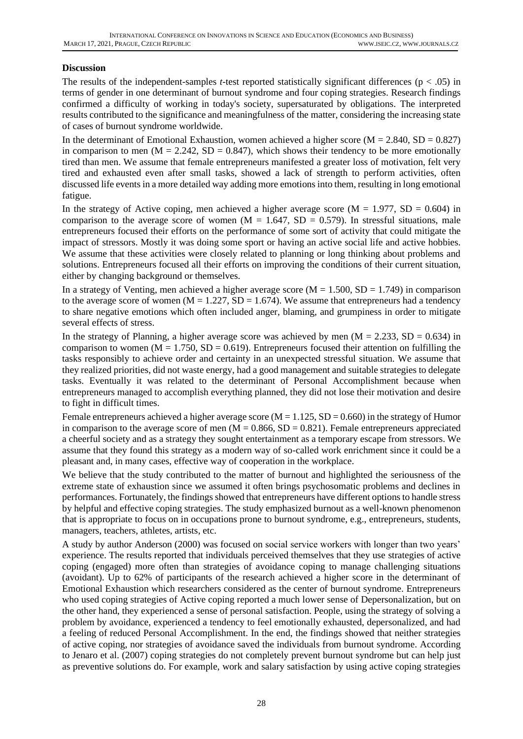**Discussion**

The results of the independent-samples *t*-test reported statistically significant differences ($p < .05$) in terms of gender in one determinant of burnout syndrome and four coping strategies. Research findings confirmed a difficulty of working in today's society, supersaturated by obligations. The interpreted results contributed to the significance and meaningfulness of the matter, considering the increasing state of cases of burnout syndrome worldwide.

In the determinant of Emotional Exhaustion, women achieved a higher score ($M = 2.840$, $SD = 0.827$) in comparison to men ($M = 2.242$, $SD = 0.847$), which shows their tendency to be more emotionally tired than men. We assume that female entrepreneurs manifested a greater loss of motivation, felt very tired and exhausted even after small tasks, showed a lack of strength to perform activities, often discussed life events in a more detailed way adding more emotions into them, resulting in long emotional fatigue.

In the strategy of Active coping, men achieved a higher average score ($M = 1.977$, $SD = 0.604$) in comparison to the average score of women ($M = 1.647$, $SD = 0.579$). In stressful situations, male entrepreneurs focused their efforts on the performance of some sort of activity that could mitigate the impact of stressors. Mostly it was doing some sport or having an active social life and active hobbies. We assume that these activities were closely related to planning or long thinking about problems and solutions. Entrepreneurs focused all their efforts on improving the conditions of their current situation, either by changing background or themselves.

In a strategy of Venting, men achieved a higher average score ($M = 1.500$, $SD = 1.749$) in comparison to the average score of women ($M = 1.227$, $SD = 1.674$). We assume that entrepreneurs had a tendency to share negative emotions which often included anger, blaming, and grumpiness in order to mitigate several effects of stress.

In the strategy of Planning, a higher average score was achieved by men ($M = 2.233$, $SD = 0.634$) in comparison to women ($M = 1.750$, $SD = 0.619$). Entrepreneurs focused their attention on fulfilling the tasks responsibly to achieve order and certainty in an unexpected stressful situation. We assume that they realized priorities, did not waste energy, had a good management and suitable strategies to delegate tasks. Eventually it was related to the determinant of Personal Accomplishment because when entrepreneurs managed to accomplish everything planned, they did not lose their motivation and desire to fight in difficult times.

Female entrepreneurs achieved a higher average score ($M = 1.125$, $SD = 0.660$) in the strategy of Humor in comparison to the average score of men ($M = 0.866$, $SD = 0.821$). Female entrepreneurs appreciated a cheerful society and as a strategy they sought entertainment as a temporary escape from stressors. We assume that they found this strategy as a modern way of so-called work enrichment since it could be a pleasant and, in many cases, effective way of cooperation in the workplace.

We believe that the study contributed to the matter of burnout and highlighted the seriousness of the extreme state of exhaustion since we assumed it often brings psychosomatic problems and declines in performances. Fortunately, the findings showed that entrepreneurs have different options to handle stress by helpful and effective coping strategies. The study emphasized burnout as a well-known phenomenon that is appropriate to focus on in occupations prone to burnout syndrome, e.g., entrepreneurs, students, managers, teachers, athletes, artists, etc.

A study by author Anderson (2000) was focused on social service workers with longer than two years' experience. The results reported that individuals perceived themselves that they use strategies of active coping (engaged) more often than strategies of avoidance coping to manage challenging situations (avoidant). Up to 62% of participants of the research achieved a higher score in the determinant of Emotional Exhaustion which researchers considered as the center of burnout syndrome. Entrepreneurs who used coping strategies of Active coping reported a much lower sense of Depersonalization, but on the other hand, they experienced a sense of personal satisfaction. People, using the strategy of solving a problem by avoidance, experienced a tendency to feel emotionally exhausted, depersonalized, and had a feeling of reduced Personal Accomplishment. In the end, the findings showed that neither strategies of active coping, nor strategies of avoidance saved the individuals from burnout syndrome. According to Jenaro et al. (2007) coping strategies do not completely prevent burnout syndrome but can help just as preventive solutions do. For example, work and salary satisfaction by using active coping strategies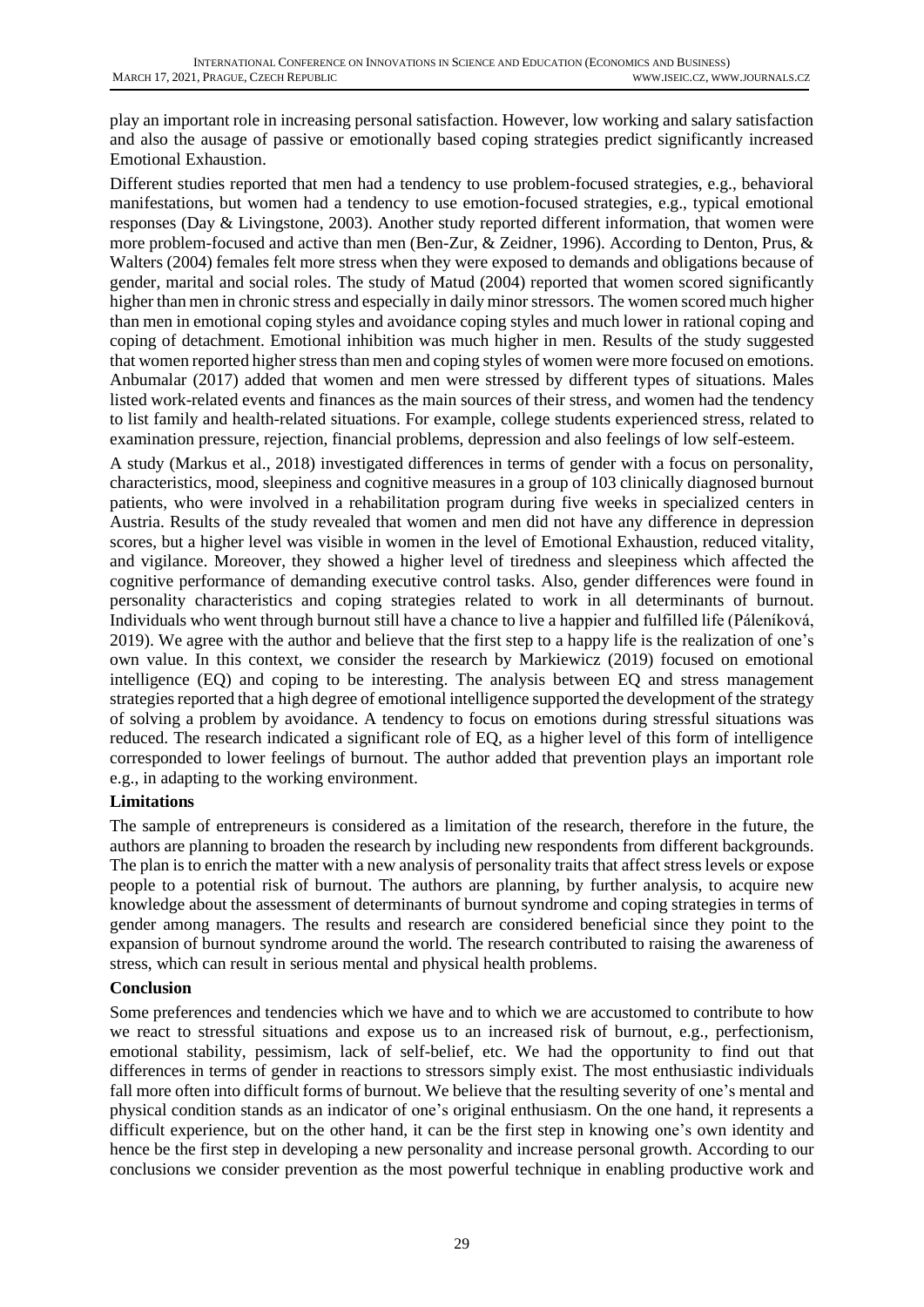play an important role in increasing personal satisfaction. However, low working and salary satisfaction and also the ausage of passive or emotionally based coping strategies predict significantly increased Emotional Exhaustion.

Different studies reported that men had a tendency to use problem-focused strategies, e.g., behavioral manifestations, but women had a tendency to use emotion-focused strategies, e.g., typical emotional responses (Day & Livingstone, 2003). Another study reported different information, that women were more problem-focused and active than men (Ben-Zur, & Zeidner, 1996). According to Denton, Prus, & Walters (2004) females felt more stress when they were exposed to demands and obligations because of gender, marital and social roles. The study of Matud (2004) reported that women scored significantly higher than men in chronic stress and especially in daily minor stressors. The women scored much higher than men in emotional coping styles and avoidance coping styles and much lower in rational coping and coping of detachment. Emotional inhibition was much higher in men. Results of the study suggested that women reported higher stress than men and coping styles of women were more focused on emotions. Anbumalar (2017) added that women and men were stressed by different types of situations. Males listed work-related events and finances as the main sources of their stress, and women had the tendency to list family and health-related situations. For example, college students experienced stress, related to examination pressure, rejection, financial problems, depression and also feelings of low self-esteem.

A study (Markus et al., 2018) investigated differences in terms of gender with a focus on personality, characteristics, mood, sleepiness and cognitive measures in a group of 103 clinically diagnosed burnout patients, who were involved in a rehabilitation program during five weeks in specialized centers in Austria. Results of the study revealed that women and men did not have any difference in depression scores, but a higher level was visible in women in the level of Emotional Exhaustion, reduced vitality, and vigilance. Moreover, they showed a higher level of tiredness and sleepiness which affected the cognitive performance of demanding executive control tasks. Also, gender differences were found in personality characteristics and coping strategies related to work in all determinants of burnout. Individuals who went through burnout still have a chance to live a happier and fulfilled life (Páleníková, 2019). We agree with the author and believe that the first step to a happy life is the realization of one's own value. In this context, we consider the research by Markiewicz (2019) focused on emotional intelligence (EQ) and coping to be interesting. The analysis between EQ and stress management strategies reported that a high degree of emotional intelligence supported the development of the strategy of solving a problem by avoidance. A tendency to focus on emotions during stressful situations was reduced. The research indicated a significant role of EQ, as a higher level of this form of intelligence corresponded to lower feelings of burnout. The author added that prevention plays an important role e.g., in adapting to the working environment.

**Limitations**

The sample of entrepreneurs is considered as a limitation of the research, therefore in the future, the authors are planning to broaden the research by including new respondents from different backgrounds. The plan is to enrich the matter with a new analysis of personality traits that affect stress levels or expose people to a potential risk of burnout. The authors are planning, by further analysis, to acquire new knowledge about the assessment of determinants of burnout syndrome and coping strategies in terms of gender among managers. The results and research are considered beneficial since they point to the expansion of burnout syndrome around the world. The research contributed to raising the awareness of stress, which can result in serious mental and physical health problems.

**Conclusion**

Some preferences and tendencies which we have and to which we are accustomed to contribute to how we react to stressful situations and expose us to an increased risk of burnout, e.g., perfectionism, emotional stability, pessimism, lack of self-belief, etc. We had the opportunity to find out that differences in terms of gender in reactions to stressors simply exist. The most enthusiastic individuals fall more often into difficult forms of burnout. We believe that the resulting severity of one's mental and physical condition stands as an indicator of one's original enthusiasm. On the one hand, it represents a difficult experience, but on the other hand, it can be the first step in knowing one's own identity and hence be the first step in developing a new personality and increase personal growth. According to our conclusions we consider prevention as the most powerful technique in enabling productive work and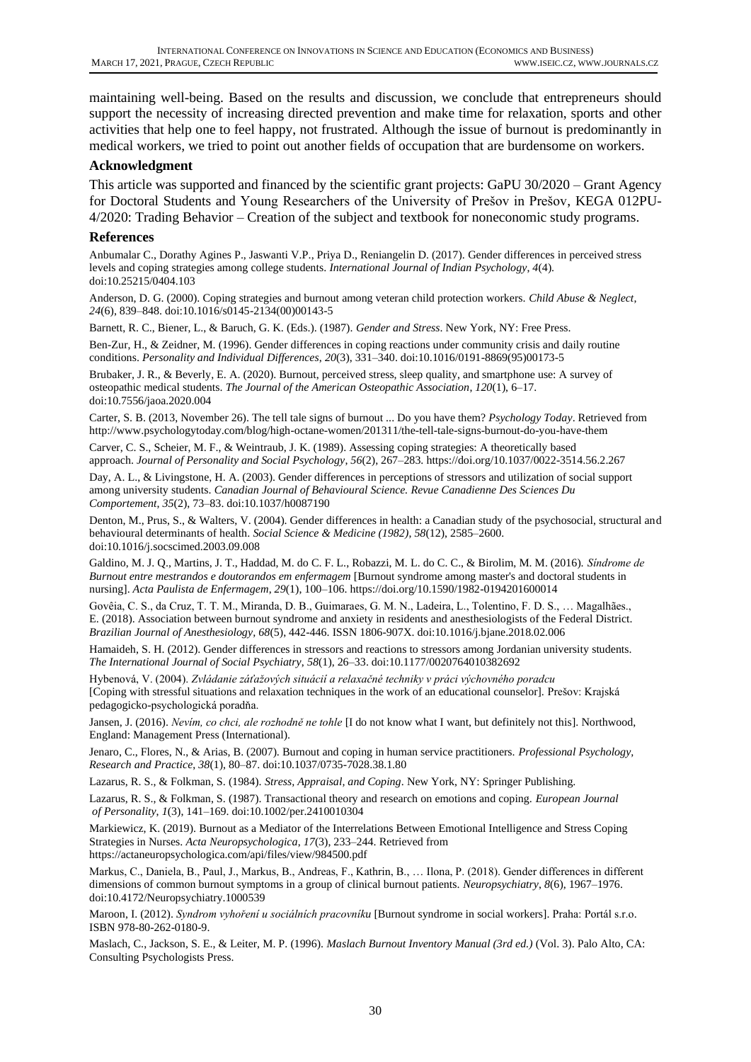maintaining well-being. Based on the results and discussion, we conclude that entrepreneurs should support the necessity of increasing directed prevention and make time for relaxation, sports and other activities that help one to feel happy, not frustrated. Although the issue of burnout is predominantly in medical workers, we tried to point out another fields of occupation that are burdensome on workers.

## Acknowledgment

This article was supported and financed by the scientific grant projects: GaPU 30/2020 – Grant Agency for Doctoral Students and Young Researchers of the University of Prešov in Prešov, KEGA 012PU-4/2020: Trading Behavior – Creation of the subject and textbook for noneconomic study programs.

## References

Anbumalar C., Dorathy Agines P., Jaswanti V.P., Priya D., Reniangelin D. (2017). Gender differences in perceived stress levels and coping strategies among college students. *International Journal of Indian Psychology*, *4*(4). doi:10.25215/0404.103

Anderson, D. G. (2000). Coping strategies and burnout among veteran child protection workers. *Child Abuse & Neglect*, *24*(6), 839–848. doi:10.1016/s0145-2134(00)00143-5

Barnett, R. C., Biener, L., & Baruch, G. K. (Eds.). (1987). *Gender and Stress*. New York, NY: Free Press.

Ben-Zur, H., & Zeidner, M. (1996). Gender differences in coping reactions under community crisis and daily routine conditions. *Personality and Individual Differences*, *20*(3), 331–340. doi:10.1016/0191-8869(95)00173-5

Brubaker, J. R., & Beverly, E. A. (2020). Burnout, perceived stress, sleep quality, and smartphone use: A survey of osteopathic medical students. *The Journal of the American Osteopathic Association*, *120*(1), 6–17. doi:10.7556/jaoa.2020.004

Carter, S. B. (2013, November 26). The tell tale signs of burnout ... Do you have them? *Psychology Today*. Retrieved from http://www.psychologytoday.com/blog/high-octane-women/201311/the-tell-tale-signs-burnout-do-you-have-them

Carver, C. S., Scheier, M. F., & Weintraub, J. K. (1989). Assessing coping strategies: A theoretically based approach. *Journal of Personality and Social Psychology*, *56*(2), 267–283. https://doi.org/10.1037/0022-3514.56.2.267

Day, A. L., & Livingstone, H. A. (2003). Gender differences in perceptions of stressors and utilization of social support among university students. *Canadian Journal of Behavioural Science. Revue Canadienne Des Sciences Du Comportement*, *35*(2), 73–83. doi:10.1037/h0087190

Denton, M., Prus, S., & Walters, V. (2004). Gender differences in health: a Canadian study of the psychosocial, structural and behavioural determinants of health. *Social Science & Medicine (1982)*, *58*(12), 2585–2600. doi:10.1016/j.socscimed.2003.09.008

Galdino, M. J. Q., Martins, J. T., Haddad, M. do C. F. L., Robazzi, M. L. do C. C., & Birolim, M. M. (2016). *Síndrome de Burnout entre mestrandos e doutorandos em enfermagem* [Burnout syndrome among master's and doctoral students in nursing]. *Acta Paulista de Enfermagem*, *29*(1), 100–106. https://doi.org/10.1590/1982-0194201600014

Govêia, C. S., da Cruz, T. T. M., Miranda, D. B., Guimaraes, G. M. N., Ladeira, L., Tolentino, F. D. S., … Magalhães., E. (2018). Association between burnout syndrome and anxiety in residents and anesthesiologists of the Federal District. *Brazilian Journal of Anesthesiology*, *68*(5), 442-446. ISSN 1806-907X. doi:10.1016/j.bjane.2018.02.006

Hamaideh, S. H. (2012). Gender differences in stressors and reactions to stressors among Jordanian university students. *The International Journal of Social Psychiatry*, *58*(1), 26–33. doi:10.1177/0020764010382692

Hybenová, V. (2004). *Zvládanie záťažových situácií a relaxačné techniky v práci výchovného poradcu* [Coping with stressful situations and relaxation techniques in the work of an educational counselor]. Prešov: Krajská pedagogicko-psychologická poradňa.

Jansen, J. (2016). *Nevím, co chci, ale rozhodně ne tohle* [I do not know what I want, but definitely not this]. Northwood, England: Management Press (International).

Jenaro, C., Flores, N., & Arias, B. (2007). Burnout and coping in human service practitioners. *Professional Psychology, Research and Practice*, *38*(1), 80–87. doi:10.1037/0735-7028.38.1.80

Lazarus, R. S., & Folkman, S. (1984). *Stress, Appraisal, and Coping*. New York, NY: Springer Publishing.

Lazarus, R. S., & Folkman, S. (1987). Transactional theory and research on emotions and coping. *European Journal of Personality*, *1*(3), 141–169. doi:10.1002/per.2410010304

Markiewicz, K. (2019). Burnout as a Mediator of the Interrelations Between Emotional Intelligence and Stress Coping Strategies in Nurses. *Acta Neuropsychologica*, *17*(3), 233–244. Retrieved from https://actaneuropsychologica.com/api/files/view/984500.pdf

Markus, C., Daniela, B., Paul, J., Markus, B., Andreas, F., Kathrin, B., … Ilona, P. (2018). Gender differences in different dimensions of common burnout symptoms in a group of clinical burnout patients. *Neuropsychiatry*, *8*(6), 1967–1976. doi:10.4172/Neuropsychiatry.1000539

Maroon, I. (2012). *Syndrom vyhoření u sociálních pracovníku* [Burnout syndrome in social workers]. Praha: Portál s.r.o. ISBN 978-80-262-0180-9.

Maslach, C., Jackson, S. E., & Leiter, M. P. (1996). *Maslach Burnout Inventory Manual (3rd ed.)* (Vol. 3). Palo Alto, CA: Consulting Psychologists Press.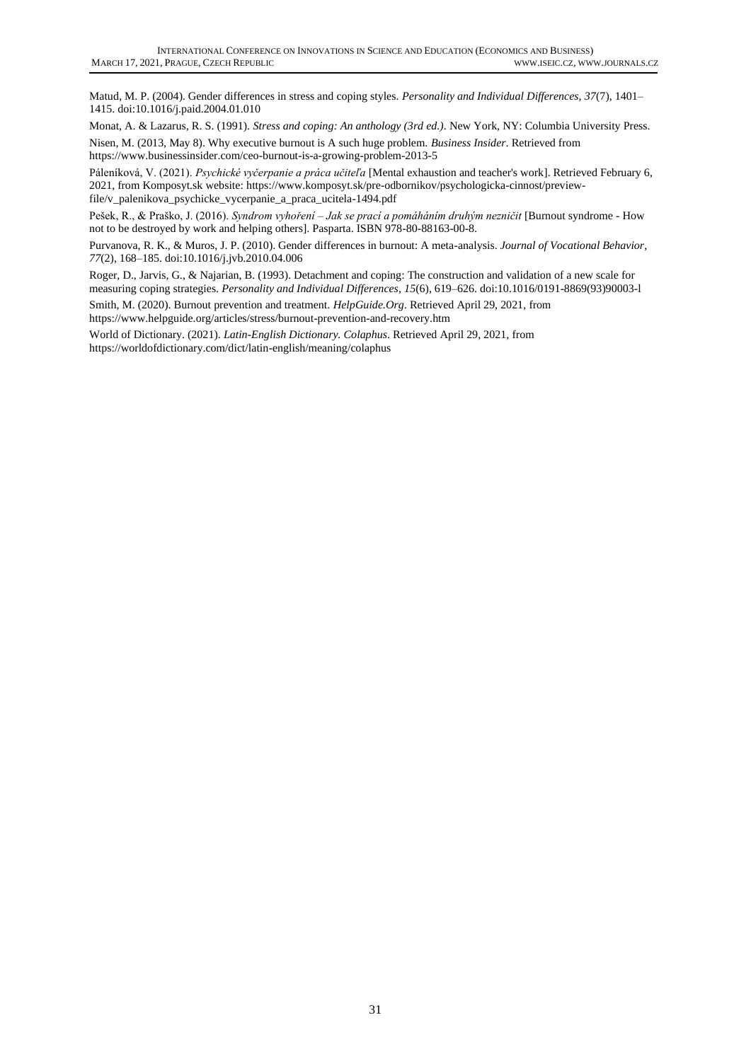Matud, M. P. (2004). Gender differences in stress and coping styles. *Personality and Individual Differences, 37*(7), 1401–1415. doi:10.1016/j.paid.2004.01.010

Monat, A. & Lazarus, R. S. (1991). *Stress and coping: An anthology (3rd ed.)*. New York, NY: Columbia University Press.

Nisen, M. (2013, May 8). Why executive burnout is A such huge problem. *Business Insider*. Retrieved from https://www.businessinsider.com/ceo-burnout-is-a-growing-problem-2013-5

Páleníková, V. (2021). *Psychické vyčerpanie a práca učiteľa* [Mental exhaustion and teacher's work]. Retrieved February 6, 2021, from Komposyt.sk website: https://www.komposyt.sk/pre-odbornikov/psychologicka-cinnost/preview-file/v_palenikova_psychicke_vycerpanie_a_praca_ucitela-1494.pdf

Pešek, R., & Praško, J. (2016). *Syndrom vyhoření – Jak se prací a pomáháním druhým nezničit* [Burnout syndrome - How not to be destroyed by work and helping others]. Pasparta. ISBN 978-80-88163-00-8.

Purvanova, R. K., & Muros, J. P. (2010). Gender differences in burnout: A meta-analysis. *Journal of Vocational Behavior, 77*(2), 168–185. doi:10.1016/j.jvb.2010.04.006

Roger, D., Jarvis, G., & Najarian, B. (1993). Detachment and coping: The construction and validation of a new scale for measuring coping strategies. *Personality and Individual Differences, 15*(6), 619–626. doi:10.1016/0191-8869(93)90003-l

Smith, M. (2020). Burnout prevention and treatment. *HelpGuide.Org*. Retrieved April 29, 2021, from https://www.helpguide.org/articles/stress/burnout-prevention-and-recovery.htm

World of Dictionary. (2021). *Latin-English Dictionary. Colaphus*. Retrieved April 29, 2021, from https://worldofdictionary.com/dict/latin-english/meaning/colaphus